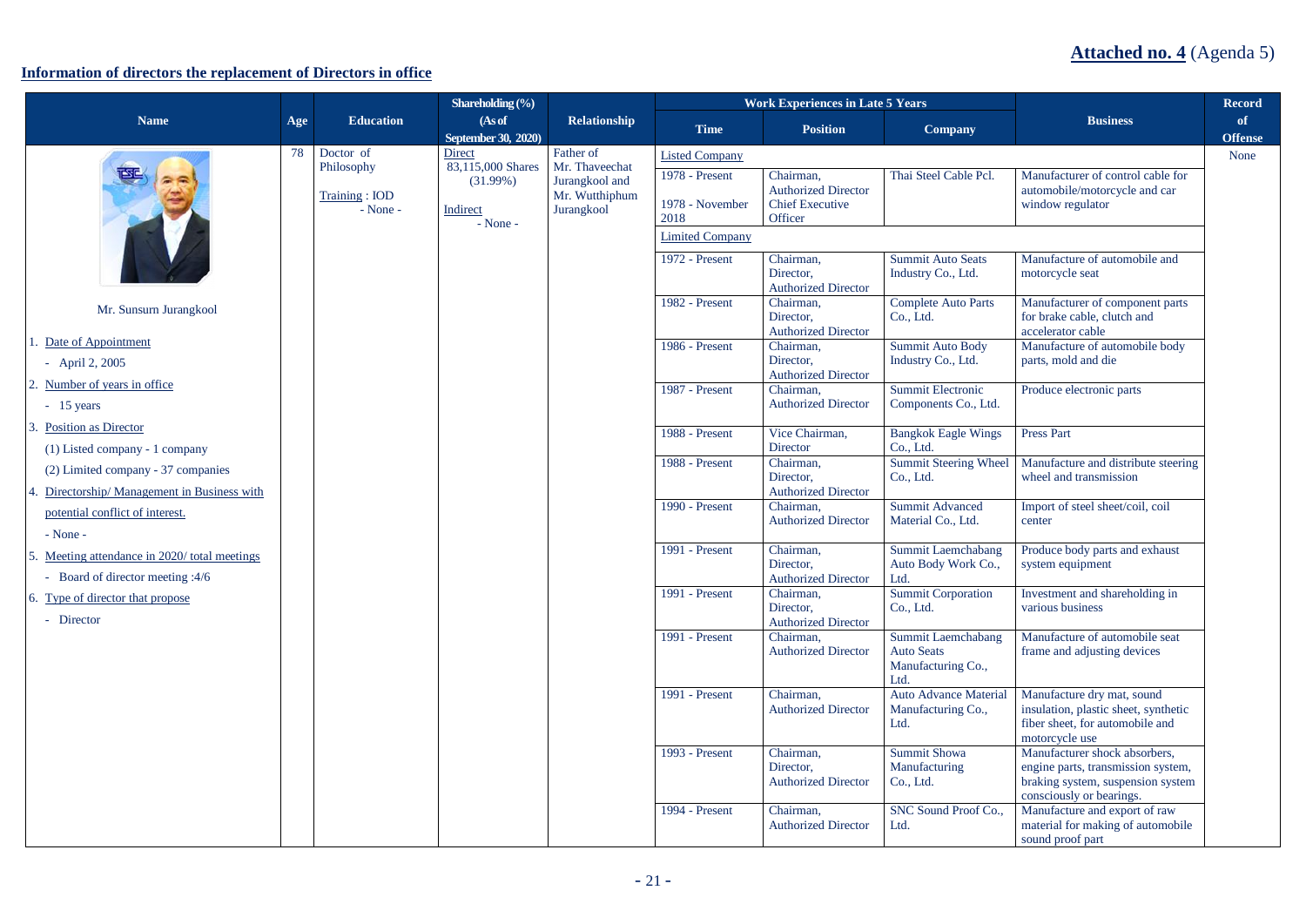**Attached no. 4** (Agenda 5)

**Information of directors the replacement of Directors in office**

| Name | Age | Education | Shareholding (%) (As of September 30, 2020) | Relationship | Work Experiences in Late 5 Years | | | Business | Record of Offense |
|---|---|---|---|---|---|---|---|---|---|
| | | | | | Time | Position | Company | | |
| Mr. Sunsurn Jurangkool<br><br>1. Date of Appointment<br>- April 2, 2005<br>2. Number of years in office<br>- 15 years<br>3. Position as Director<br>(1) Listed company - 1 company<br>(2) Limited company - 37 companies<br>4. Directorship/ Management in Business with potential conflict of interest.<br>- None -<br>5. Meeting attendance in 2020/ total meetings<br>- Board of director meeting :4/6<br>6. Type of director that propose<br>- Director | 78 | Doctor of Philosophy<br><br>Training : IOD<br>- None - | Direct<br>83,115,000 Shares (31.99%)<br><br>Indirect<br>- None - | Father of Mr. Thaveechat Jurangkool and Mr. Wutthiphum Jurangkool | Listed Company | | | | None |
| | | | | | 1978 - Present<br><br>1978 - November 2018 | Chairman, Authorized Director<br>Chief Executive Officer | Thai Steel Cable Pcl. | Manufacturer of control cable for automobile/motorcycle and car window regulator | |
| | | | | | Limited Company | | | | |
| | | | | | 1972 - Present | Chairman, Director, Authorized Director | Summit Auto Seats Industry Co., Ltd. | Manufacture of automobile and motorcycle seat | |
| | | | | | 1982 - Present | Chairman, Director, Authorized Director | Complete Auto Parts Co., Ltd. | Manufacturer of component parts for brake cable, clutch and accelerator cable | |
| | | | | | 1986 - Present | Chairman, Director, Authorized Director | Summit Auto Body Industry Co., Ltd. | Manufacture of automobile body parts, mold and die | |
| | | | | | 1987 - Present | Chairman, Authorized Director | Summit Electronic Components Co., Ltd. | Produce electronic parts | |
| | | | | | 1988 - Present | Vice Chairman, Director | Bangkok Eagle Wings Co., Ltd. | Press Part | |
| | | | | | 1988 - Present | Chairman, Director, Authorized Director | Summit Steering Wheel Co., Ltd. | Manufacture and distribute steering wheel and transmission | |
| | | | | | 1990 - Present | Chairman, Authorized Director | Summit Advanced Material Co., Ltd. | Import of steel sheet/coil, coil center | |
| | | | | | 1991 - Present | Chairman, Director, Authorized Director | Summit Laemchabang Auto Body Work Co., Ltd. | Produce body parts and exhaust system equipment | |
| | | | | | 1991 - Present | Chairman, Director, Authorized Director | Summit Corporation Co., Ltd. | Investment and shareholding in various business | |
| | | | | | 1991 - Present | Chairman, Authorized Director | Summit Laemchabang Auto Seats Manufacturing Co., Ltd. | Manufacture of automobile seat frame and adjusting devices | |
| | | | | | 1991 - Present | Chairman, Authorized Director | Auto Advance Material Manufacturing Co., Ltd. | Manufacture dry mat, sound insulation, plastic sheet, synthetic fiber sheet, for automobile and motorcycle use | |
| | | | | | 1993 - Present | Chairman, Director, Authorized Director | Summit Showa Manufacturing Co., Ltd. | Manufacturer shock absorbers, engine parts, transmission system, braking system, suspension system consciously or bearings. | |
| | | | | | 1994 - Present | Chairman, Authorized Director | SNC Sound Proof Co., Ltd. | Manufacture and export of raw material for making of automobile sound proof part | |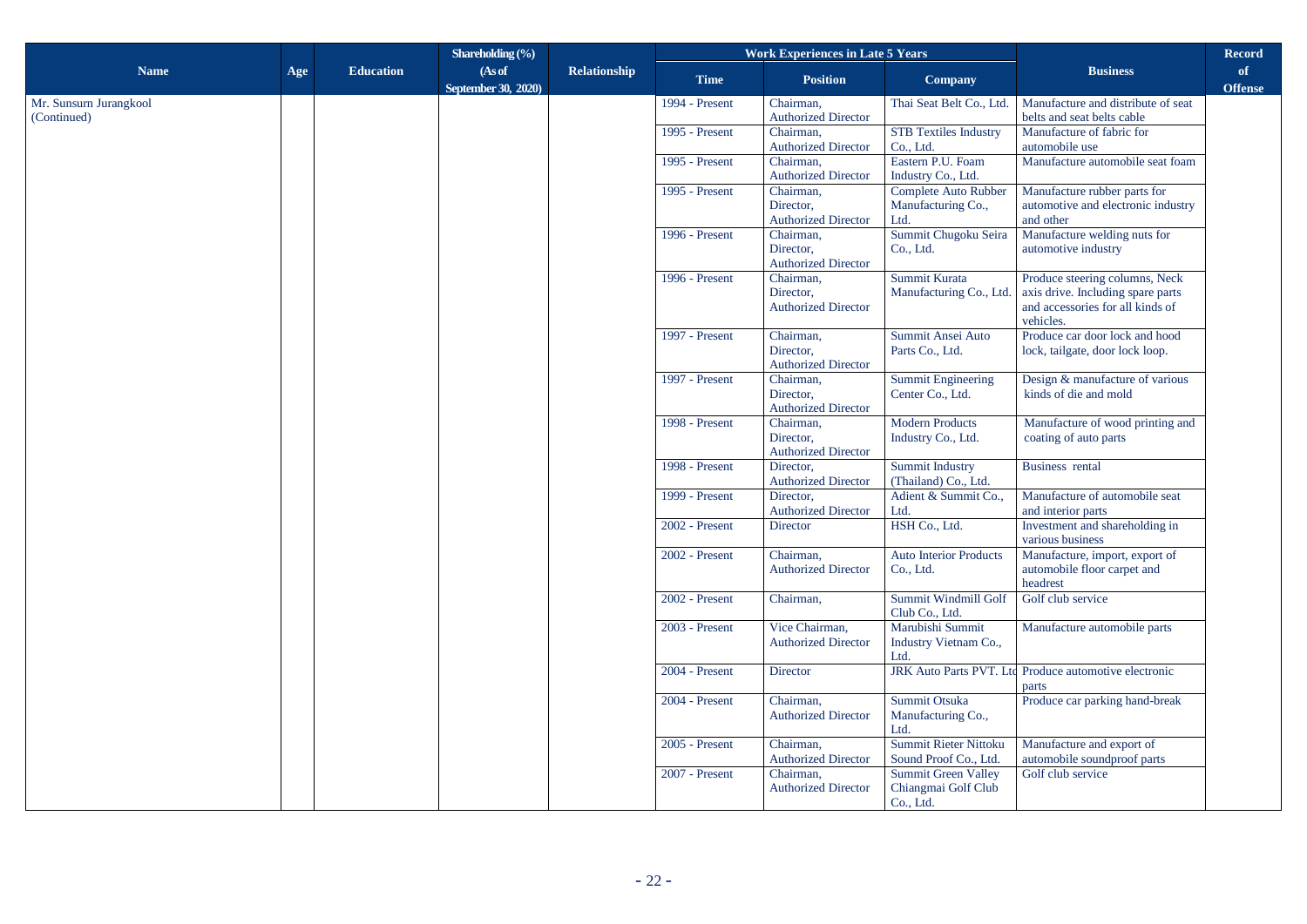| Name | Age | Education | Shareholding (%) (As of September 30, 2020) | Relationship | Work Experiences in Late 5 Years | | | Business | Record of Offense |
|---|---|---|---|---|---|---|---|---|---|
| | | | | | Time | Position | Company | | |
| Mr. Sunsurn Jurangkool (Continued) | | | | | 1994 - Present | Chairman, Authorized Director | Thai Seat Belt Co., Ltd. | Manufacture and distribute of seat belts and seat belts cable | |
| | | | | | 1995 - Present | Chairman, Authorized Director | STB Textiles Industry Co., Ltd. | Manufacture of fabric for automobile use | |
| | | | | | 1995 - Present | Chairman, Authorized Director | Eastern P.U. Foam Industry Co., Ltd. | Manufacture automobile seat foam | |
| | | | | | 1995 - Present | Chairman, Director, Authorized Director | Complete Auto Rubber Manufacturing Co., Ltd. | Manufacture rubber parts for automotive and electronic industry and other | |
| | | | | | 1996 - Present | Chairman, Director, Authorized Director | Summit Chugoku Seira Co., Ltd. | Manufacture welding nuts for automotive industry | |
| | | | | | 1996 - Present | Chairman, Director, Authorized Director | Summit Kurata Manufacturing Co., Ltd. | Produce steering columns, Neck axis drive. Including spare parts and accessories for all kinds of vehicles. | |
| | | | | | 1997 - Present | Chairman, Director, Authorized Director | Summit Ansei Auto Parts Co., Ltd. | Produce car door lock and hood lock, tailgate, door lock loop. | |
| | | | | | 1997 - Present | Chairman, Director, Authorized Director | Summit Engineering Center Co., Ltd. | Design & manufacture of various kinds of die and mold | |
| | | | | | 1998 - Present | Chairman, Director, Authorized Director | Modern Products Industry Co., Ltd. | Manufacture of wood printing and coating of auto parts | |
| | | | | | 1998 - Present | Director, Authorized Director | Summit Industry (Thailand) Co., Ltd. | Business rental | |
| | | | | | 1999 - Present | Director, Authorized Director | Adient & Summit Co., Ltd. | Manufacture of automobile seat and interior parts | |
| | | | | | 2002 - Present | Director | HSH Co., Ltd. | Investment and shareholding in various business | |
| | | | | | 2002 - Present | Chairman, Authorized Director | Auto Interior Products Co., Ltd. | Manufacture, import, export of automobile floor carpet and headrest | |
| | | | | | 2002 - Present | Chairman, | Summit Windmill Golf Club Co., Ltd. | Golf club service | |
| | | | | | 2003 - Present | Vice Chairman, Authorized Director | Marubishi Summit Industry Vietnam Co., Ltd. | Manufacture automobile parts | |
| | | | | | 2004 - Present | Director | JRK Auto Parts PVT. Ltd | Produce automotive electronic parts | |
| | | | | | 2004 - Present | Chairman, Authorized Director | Summit Otsuka Manufacturing Co., Ltd. | Produce car parking hand-break | |
| | | | | | 2005 - Present | Chairman, Authorized Director | Summit Rieter Nittoku Sound Proof Co., Ltd. | Manufacture and export of automobile soundproof parts | |
| | | | | | 2007 - Present | Chairman, Authorized Director | Summit Green Valley Chiangmai Golf Club Co., Ltd. | Golf club service | |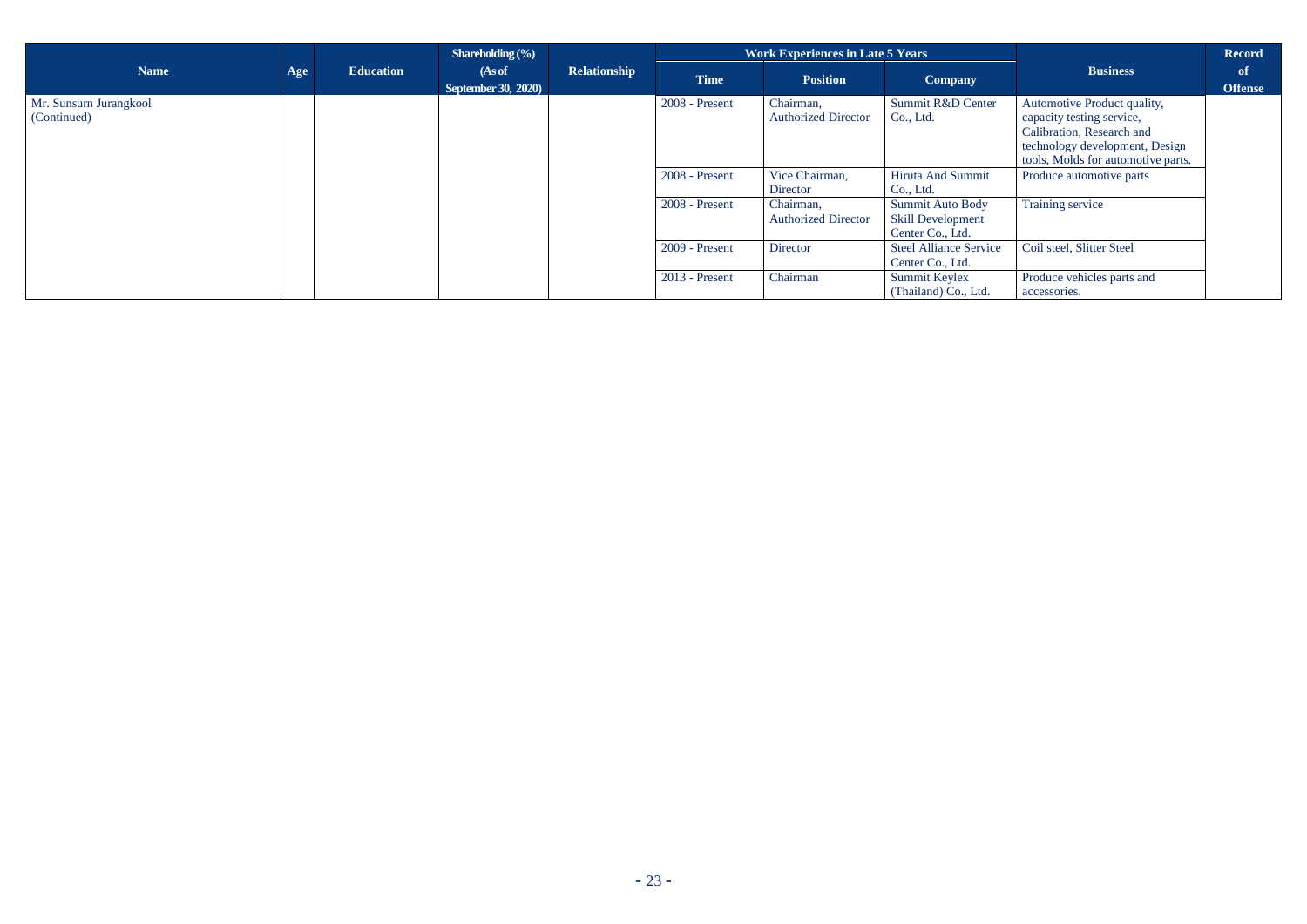| Name | Age | Education | Shareholding (%) (As of September 30, 2020) | Relationship | Work Experiences in Late 5 Years | | | Business | Record of Offense |
|---|---|---|---|---|---|---|---|---|---|
| | | | | | Time | Position | Company | | |
| Mr. Sunsurn Jurangkool (Continued) | | | | | 2008 - Present | Chairman, Authorized Director | Summit R&D Center Co., Ltd. | Automotive Product quality, capacity testing service, Calibration, Research and technology development, Design tools, Molds for automotive parts. | |
| | | | | | 2008 - Present | Vice Chairman, Director | Hiruta And Summit Co., Ltd. | Produce automotive parts | |
| | | | | | 2008 - Present | Chairman, Authorized Director | Summit Auto Body Skill Development Center Co., Ltd. | Training service | |
| | | | | | 2009 - Present | Director | Steel Alliance Service Center Co., Ltd. | Coil steel, Slitter Steel | |
| | | | | | 2013 - Present | Chairman | Summit Keylex (Thailand) Co., Ltd. | Produce vehicles parts and accessories. | |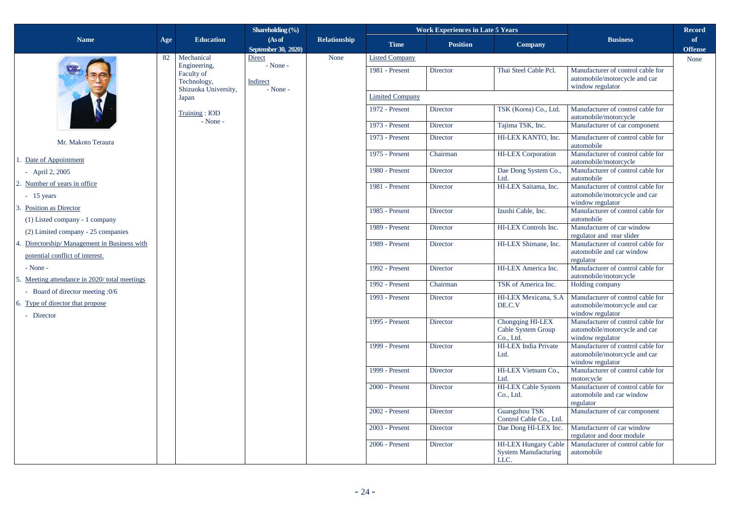| Name | Age | Education | Shareholding (%) (As of September 30, 2020) | Relationship | Work Experiences in Late 5 Years | | | Business | Record of Offense |
|---|---|---|---|---|---|---|---|---|---|
| | | | | | Time | Position | Company | | |
| Mr. Makoto Teraura<br>1. Date of Appointment<br>- April 2, 2005<br>2. Number of years in office<br>- 15 years<br>3. Position as Director<br>(1) Listed company - 1 company<br>(2) Limited company - 25 companies<br>4. Directorship/ Management in Business with potential conflict of interest.<br>- None -<br>5. Meeting attendance in 2020/ total meetings<br>- Board of director meeting :0/6<br>6. Type of director that propose<br>- Director | 82 | Mechanical Engineering, Faculty of Technology, Shizuoka University, Japan<br><br>Training : IOD<br>- None - | Direct<br>- None -<br><br>Indirect<br>- None - | None | Listed Company | | | | None |
| | | | | | 1981 - Present | Director | Thai Steel Cable Pcl. | Manufacturer of control cable for automobile/motorcycle and car window regulator | |
| | | | | | Limited Company | | | | |
| | | | | | 1972 - Present | Director | TSK (Korea) Co., Ltd. | Manufacturer of control cable for automobile/motorcycle | |
| | | | | | 1973 - Present | Director | Tajima TSK, Inc. | Manufacturer of car component | |
| | | | | | 1973 - Present | Director | HI-LEX KANTO, Inc. | Manufacturer of control cable for automobile | |
| | | | | | 1975 - Present | Chairman | HI-LEX Corporation | Manufacturer of control cable for automobile/motorcycle | |
| | | | | | 1980 - Present | Director | Dae Dong System Co., Ltd. | Manufacturer of control cable for automobile | |
| | | | | | 1981 - Present | Director | HI-LEX Saitama, Inc. | Manufacturer of control cable for automobile/motorcycle and car window regulator | |
| | | | | | 1985 - Present | Director | Izushi Cable, Inc. | Manufacturer of control cable for automobile | |
| | | | | | 1989 - Present | Director | HI-LEX Controls Inc. | Manufacturer of car window regulator and rear slider | |
| | | | | | 1989 - Present | Director | HI-LEX Shimane, Inc. | Manufacturer of control cable for automobile and car window regulator | |
| | | | | | 1992 - Present | Director | HI-LEX America Inc. | Manufacturer of control cable for automobile/motorcycle | |
| | | | | | 1992 - Present | Chairman | TSK of America Inc. | Holding company | |
| | | | | | 1993 - Present | Director | HI-LEX Mexicana, S.A DE.C.V | Manufacturer of control cable for automobile/motorcycle and car window regulator | |
| | | | | | 1995 - Present | Director | Chongqing HI-LEX Cable System Group Co., Ltd. | Manufacturer of control cable for automobile/motorcycle and car window regulator | |
| | | | | | 1999 - Present | Director | HI-LEX India Private Ltd. | Manufacturer of control cable for automobile/motorcycle and car window regulator | |
| | | | | | 1999 - Present | Director | HI-LEX Vietnam Co., Ltd. | Manufacturer of control cable for motorcycle | |
| | | | | | 2000 - Present | Director | HI-LEX Cable System Co., Ltd. | Manufacturer of control cable for automobile and car window regulator | |
| | | | | | 2002 - Present | Director | Guangzhou TSK Control Cable Co., Ltd. | Manufacturer of car component | |
| | | | | | 2003 - Present | Director | Dae Dong HI-LEX Inc. | Manufacturer of car window regulator and door module | |
| | | | | | 2006 - Present | Director | HI-LEX Hungary Cable System Manufacturing LLC. | Manufacturer of control cable for automobile | |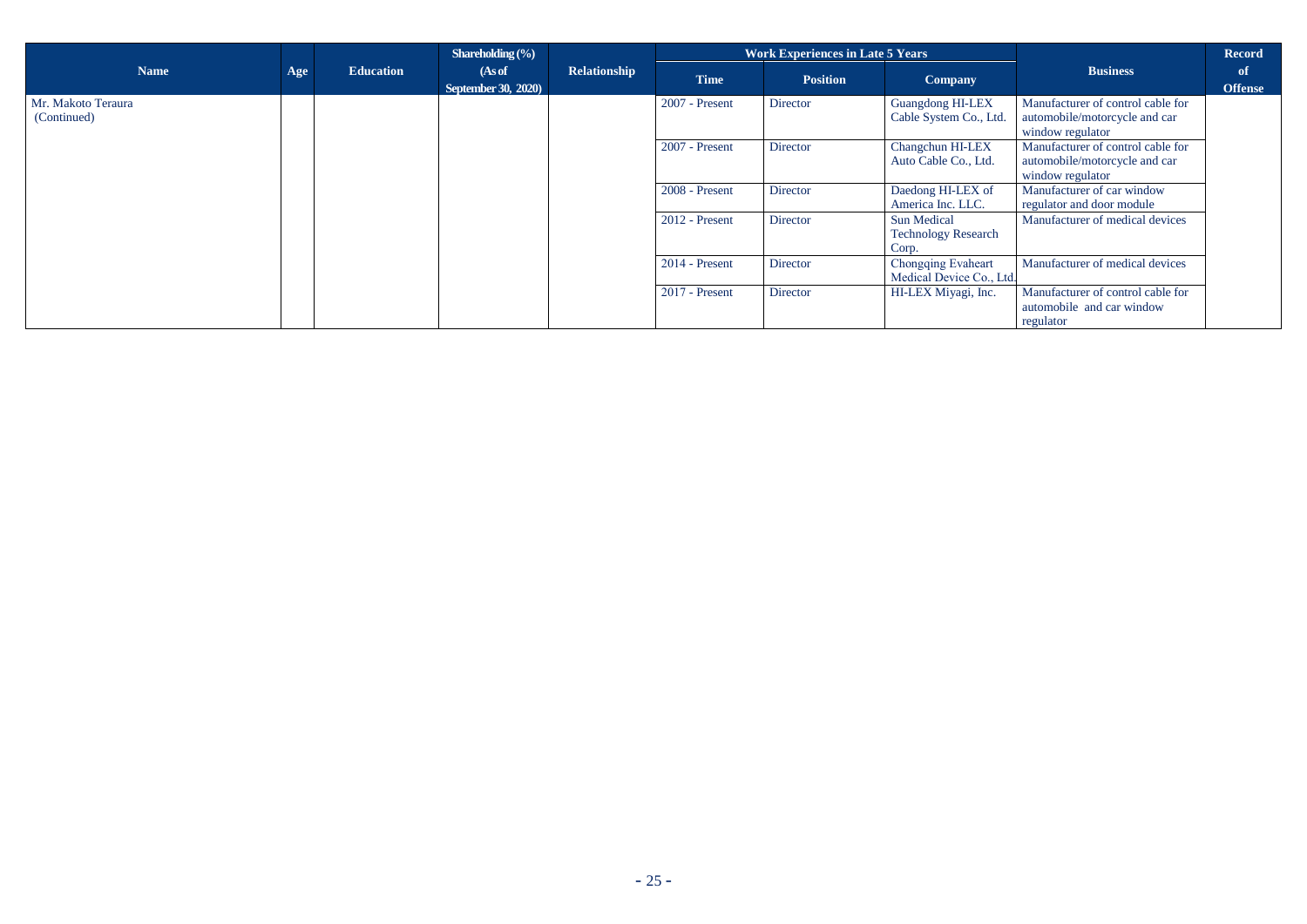| Name | Age | Education | Shareholding (%) (As of September 30, 2020) | Relationship | Work Experiences in Late 5 Years | | | Business | Record of Offense |
|---|---|---|---|---|---|---|---|---|---|
| | | | | | Time | Position | Company | | |
| Mr. Makoto Teraura (Continued) | | | | | 2007 - Present | Director | Guangdong HI-LEX Cable System Co., Ltd. | Manufacturer of control cable for automobile/motorcycle and car window regulator | |
| | | | | | 2007 - Present | Director | Changchun HI-LEX Auto Cable Co., Ltd. | Manufacturer of control cable for automobile/motorcycle and car window regulator | |
| | | | | | 2008 - Present | Director | Daedong HI-LEX of America Inc. LLC. | Manufacturer of car window regulator and door module | |
| | | | | | 2012 - Present | Director | Sun Medical Technology Research Corp. | Manufacturer of medical devices | |
| | | | | | 2014 - Present | Director | Chongqing Evaheart Medical Device Co., Ltd. | Manufacturer of medical devices | |
| | | | | | 2017 - Present | Director | HI-LEX Miyagi, Inc. | Manufacturer of control cable for automobile and car window regulator | |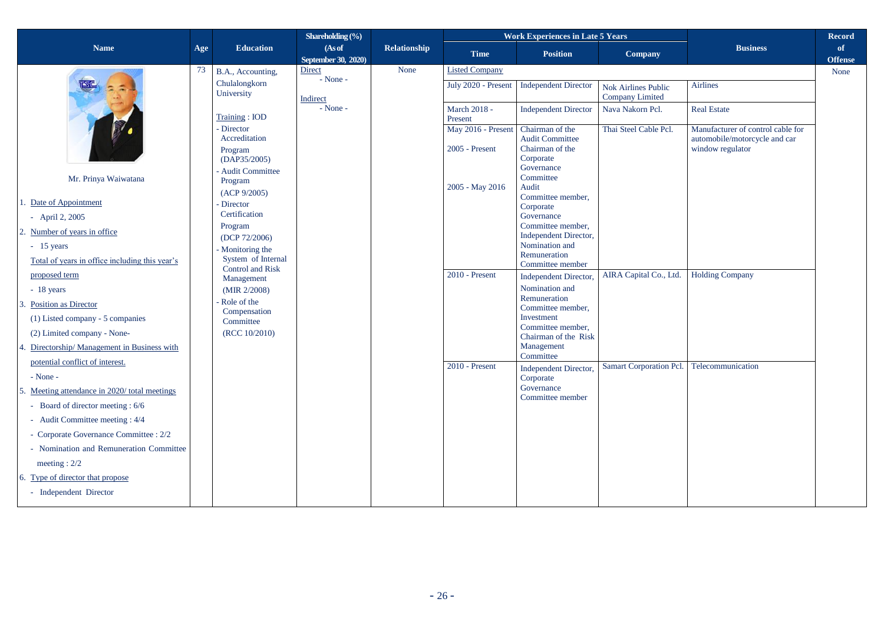| Name | Age | Education | Shareholding (%) (As of September 30, 2020) | Relationship | Work Experiences in Late 5 Years | | | Business | Record of Offense |
|---|---|---|---|---|---|---|---|---|---|
| | | | | | Time | Position | Company | | |
| Mr. Prinya Waiwatana<br><br>1. Date of Appointment<br>- April 2, 2005<br>2. Number of years in office<br>- 15 years<br>Total of years in office including this year's proposed term<br>- 18 years<br>3. Position as Director<br>(1) Listed company - 5 companies<br>(2) Limited company - None-<br>4. Directorship/ Management in Business with potential conflict of interest.<br>- None -<br>5. Meeting attendance in 2020/ total meetings<br>- Board of director meeting : 6/6<br>- Audit Committee meeting : 4/4<br>- Corporate Governance Committee : 2/2<br>- Nomination and Remuneration Committee meeting : 2/2<br>6. Type of director that propose<br>- Independent Director | 73 | B.A., Accounting, Chulalongkorn University<br><br>Training : IOD<br>- Director Accreditation Program (DAP35/2005)<br>- Audit Committee Program (ACP 9/2005)<br>- Director Certification Program (DCP 72/2006)<br>- Monitoring the System of Internal Control and Risk Management (MIR 2/2008)<br>- Role of the Compensation Committee (RCC 10/2010) | Direct<br>- None -<br><br>Indirect<br>- None - | None | Listed Company | | | | None |
| | | | | | July 2020 - Present | Independent Director | Nok Airlines Public Company Limited | Airlines | |
| | | | | | March 2018 - Present | Independent Director | Nava Nakorn Pcl. | Real Estate | |
| | | | | | May 2016 - Present<br><br>2005 - Present<br><br>2005 - May 2016 | Chairman of the Audit Committee<br>Chairman of the Corporate Governance Committee<br>Audit Committee member, Corporate Governance Committee member, Independent Director, Nomination and Remuneration Committee member | Thai Steel Cable Pcl. | Manufacturer of control cable for automobile/motorcycle and car window regulator | |
| | | | | | 2010 - Present | Independent Director, Nomination and Remuneration Committee member, Investment Committee member, Chairman of the Risk Management Committee | AIRA Capital Co., Ltd. | Holding Company | |
| | | | | | 2010 - Present | Independent Director, Corporate Governance Committee member | Samart Corporation Pcl. | Telecommunication | |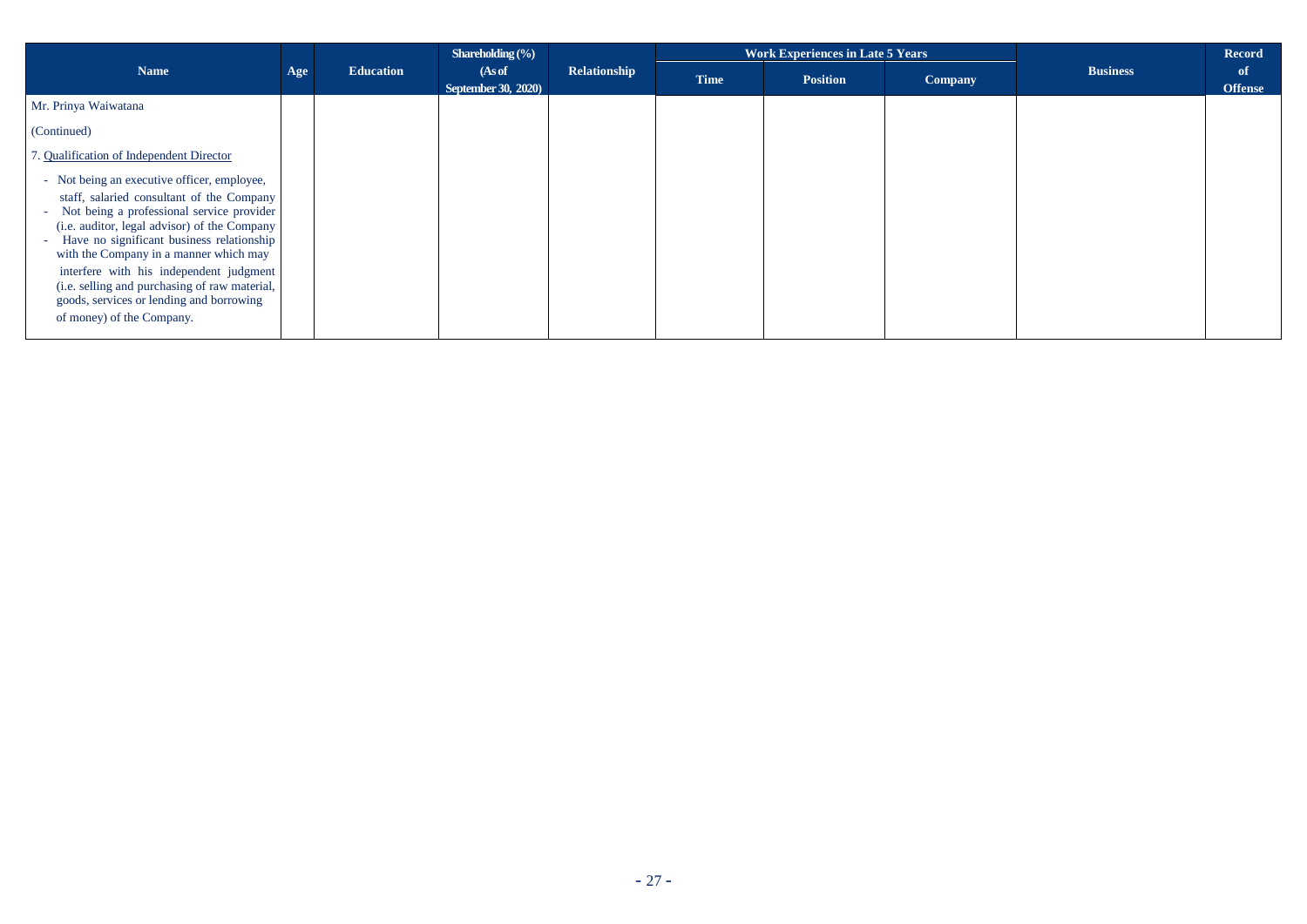| Name | Age | Education | Shareholding (%) (As of September 30, 2020) | Relationship | Work Experiences in Late 5 Years | | | Business | Record of Offense |
|---|---|---|---|---|---|---|---|---|---|
| | | | | | Time | Position | Company | | |
| Mr. Prinya Waiwatana<br><br>(Continued)<br><br>7. Qualification of Independent Director<br><br>- Not being an executive officer, employee, staff, salaried consultant of the Company<br>- Not being a professional service provider (i.e. auditor, legal advisor) of the Company<br>- Have no significant business relationship with the Company in a manner which may interfere with his independent judgment (i.e. selling and purchasing of raw material, goods, services or lending and borrowing of money) of the Company. | | | | | | | | | |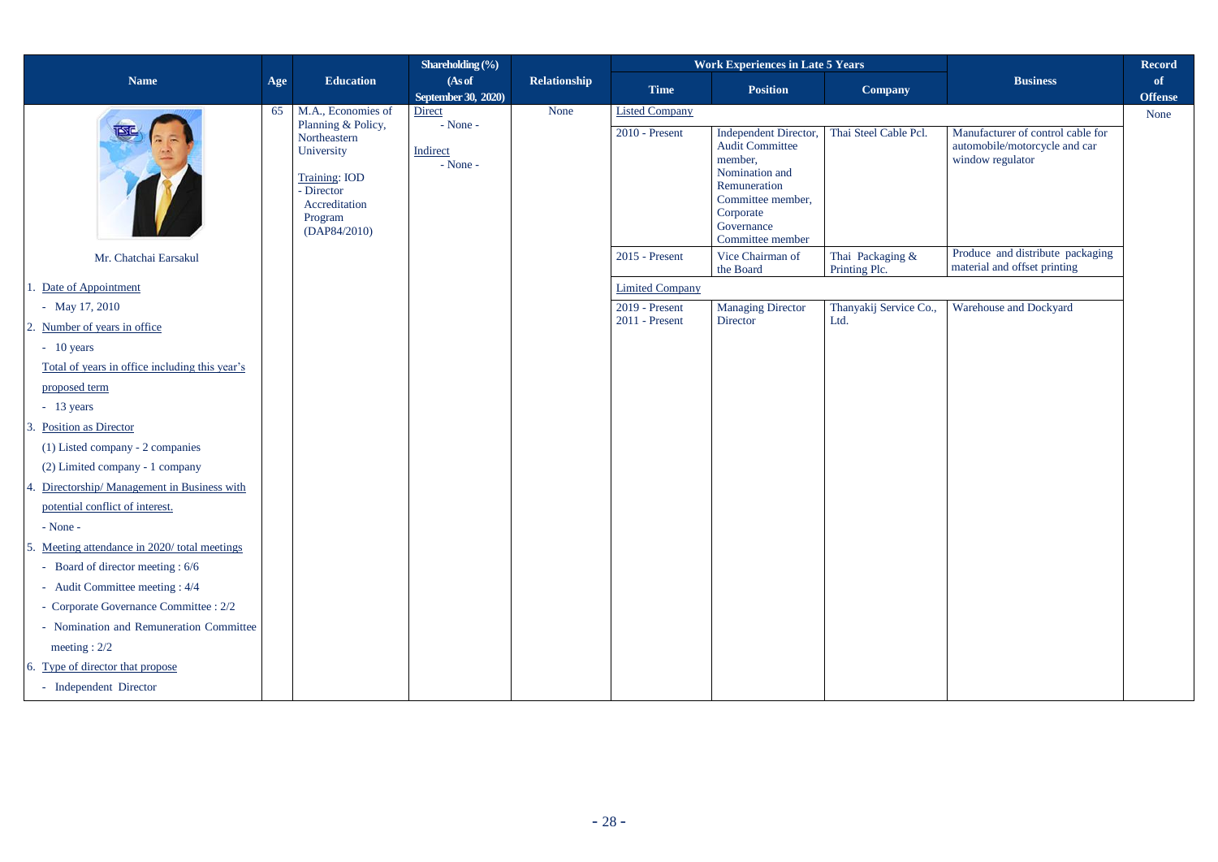| Name | Age | Education | Shareholding (%) (As of September 30, 2020) | Relationship | Work Experiences in Late 5 Years | | | Business | Record of Offense |
|---|---|---|---|---|---|---|---|---|---|
| | | | | | Time | Position | Company | | |
| Mr. Chatchai Earsakul | 65 | M.A., Economies of Planning & Policy, Northeastern University<br><br>Training: IOD<br>- Director Accreditation Program (DAP84/2010) | Direct<br>- None -<br><br>Indirect<br>- None - | None | Listed Company | | | | None |
| | | | | | 2010 - Present | Independent Director, Audit Committee member, Nomination and Remuneration Committee member, Corporate Governance Committee member | Thai Steel Cable Pcl. | Manufacturer of control cable for automobile/motorcycle and car window regulator | |
| | | | | | 2015 - Present | Vice Chairman of the Board | Thai Packaging & Printing Plc. | Produce and distribute packaging material and offset printing | |
| | | | | | Limited Company | | | | |
| | | | | | 2019 - Present<br>2011 - Present | Managing Director<br>Director | Thanyakij Service Co., Ltd. | Warehouse and Dockyard | |

1. Date of Appointment
   - May 17, 2010
2. Number of years in office
   - 10 years

   Total of years in office including this year's proposed term
   - 13 years
3. Position as Director
   (1) Listed company - 2 companies
   (2) Limited company - 1 company
4. Directorship/ Management in Business with potential conflict of interest.
   - None -
5. Meeting attendance in 2020/ total meetings
   - Board of director meeting : 6/6
   - Audit Committee meeting : 4/4
   - Corporate Governance Committee : 2/2
   - Nomination and Remuneration Committee meeting : 2/2
6. Type of director that propose
   - Independent Director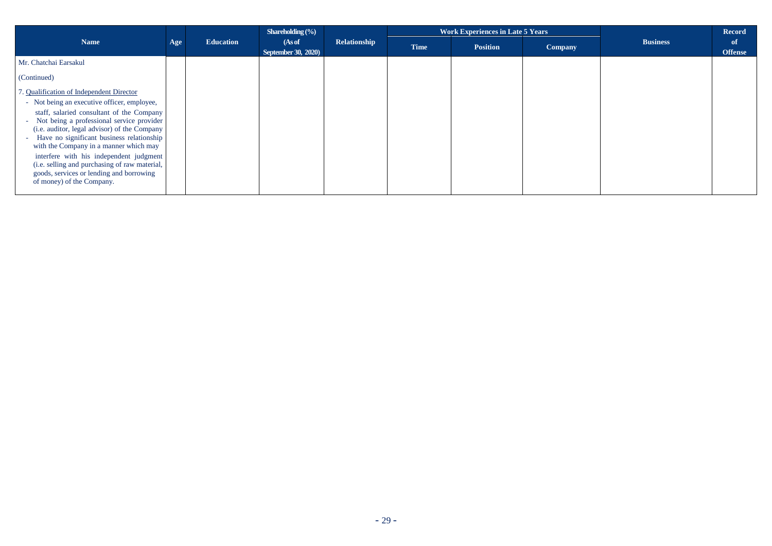| Name | Age | Education | Shareholding (%) (As of September 30, 2020) | Relationship | Work Experiences in Late 5 Years | | | Business | Record of Offense |
|---|---|---|---|---|---|---|---|---|---|
| | | | | | Time | Position | Company | | |
| Mr. Chatchai Earsakul<br><br>(Continued)<br><br>7. Qualification of Independent Director<br>- Not being an executive officer, employee, staff, salaried consultant of the Company<br>- Not being a professional service provider (i.e. auditor, legal advisor) of the Company<br>- Have no significant business relationship with the Company in a manner which may interfere with his independent judgment (i.e. selling and purchasing of raw material, goods, services or lending and borrowing of money) of the Company. | | | | | | | | | |